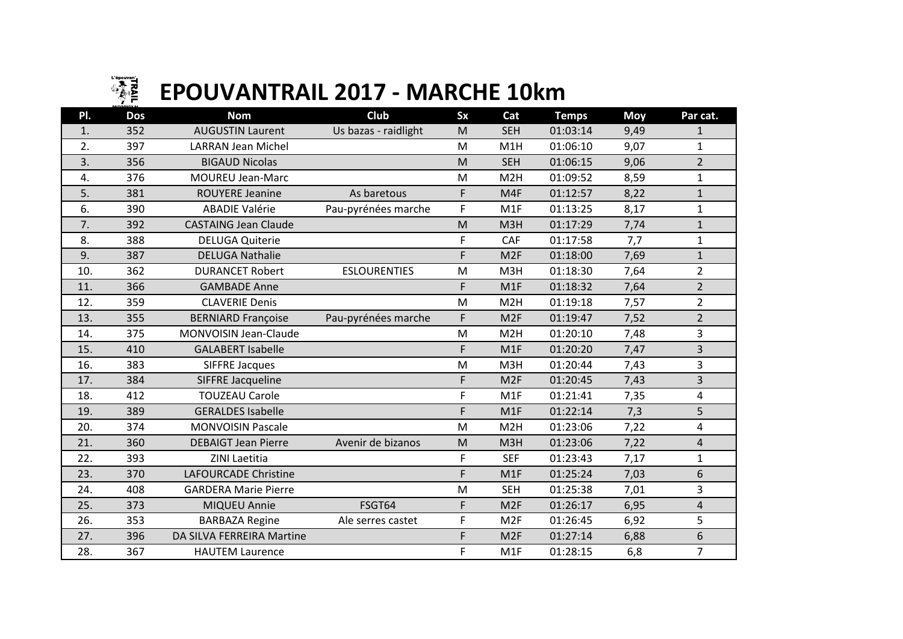# EPOUVANTRAIL 2017 - MARCHE 10km

| Pl. | Dos | Nom | Club | Sx | Cat | Temps | Moy | Par cat. |
|---|---|---|---|---|---|---|---|---|
| 1. | 352 | AUGUSTIN Laurent | Us bazas - raidlight | M | SEH | 01:03:14 | 9,49 | 1 |
| 2. | 397 | LARRAN Jean Michel | | M | M1H | 01:06:10 | 9,07 | 1 |
| 3. | 356 | BIGAUD Nicolas | | M | SEH | 01:06:15 | 9,06 | 2 |
| 4. | 376 | MOUREU Jean-Marc | | M | M2H | 01:09:52 | 8,59 | 1 |
| 5. | 381 | ROUYERE Jeanine | As baretous | F | M4F | 01:12:57 | 8,22 | 1 |
| 6. | 390 | ABADIE Valérie | Pau-pyrénées marche | F | M1F | 01:13:25 | 8,17 | 1 |
| 7. | 392 | CASTAING Jean Claude | | M | M3H | 01:17:29 | 7,74 | 1 |
| 8. | 388 | DELUGA Quiterie | | F | CAF | 01:17:58 | 7,7 | 1 |
| 9. | 387 | DELUGA Nathalie | | F | M2F | 01:18:00 | 7,69 | 1 |
| 10. | 362 | DURANCET Robert | ESLOURENTIES | M | M3H | 01:18:30 | 7,64 | 2 |
| 11. | 366 | GAMBADE Anne | | F | M1F | 01:18:32 | 7,64 | 2 |
| 12. | 359 | CLAVERIE Denis | | M | M2H | 01:19:18 | 7,57 | 2 |
| 13. | 355 | BERNIARD Françoise | Pau-pyrénées marche | F | M2F | 01:19:47 | 7,52 | 2 |
| 14. | 375 | MONVOISIN Jean-Claude | | M | M2H | 01:20:10 | 7,48 | 3 |
| 15. | 410 | GALABERT Isabelle | | F | M1F | 01:20:20 | 7,47 | 3 |
| 16. | 383 | SIFFRE Jacques | | M | M3H | 01:20:44 | 7,43 | 3 |
| 17. | 384 | SIFFRE Jacqueline | | F | M2F | 01:20:45 | 7,43 | 3 |
| 18. | 412 | TOUZEAU Carole | | F | M1F | 01:21:41 | 7,35 | 4 |
| 19. | 389 | GERALDES Isabelle | | F | M1F | 01:22:14 | 7,3 | 5 |
| 20. | 374 | MONVOISIN Pascale | | M | M2H | 01:23:06 | 7,22 | 4 |
| 21. | 360 | DEBAIGT Jean Pierre | Avenir de bizanos | M | M3H | 01:23:06 | 7,22 | 4 |
| 22. | 393 | ZINI Laetitia | | F | SEF | 01:23:43 | 7,17 | 1 |
| 23. | 370 | LAFOURCADE Christine | | F | M1F | 01:25:24 | 7,03 | 6 |
| 24. | 408 | GARDERA Marie Pierre | | M | SEH | 01:25:38 | 7,01 | 3 |
| 25. | 373 | MIQUEU Annie | FSGT64 | F | M2F | 01:26:17 | 6,95 | 4 |
| 26. | 353 | BARBAZA Regine | Ale serres castet | F | M2F | 01:26:45 | 6,92 | 5 |
| 27. | 396 | DA SILVA FERREIRA Martine | | F | M2F | 01:27:14 | 6,88 | 6 |
| 28. | 367 | HAUTEM Laurence | | F | M1F | 01:28:15 | 6,8 | 7 |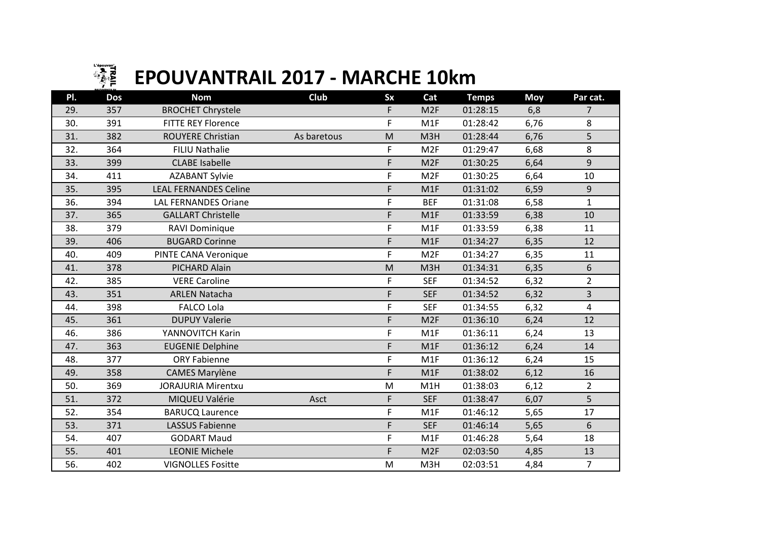# EPOUVANTRAIL 2017 - MARCHE 10km

| Pl. | Dos | Nom | Club | Sx | Cat | Temps | Moy | Par cat. |
|---|---|---|---|---|---|---|---|---|
| 29. | 357 | BROCHET Chrystele | | F | M2F | 01:28:15 | 6,8 | 7 |
| 30. | 391 | FITTE REY Florence | | F | M1F | 01:28:42 | 6,76 | 8 |
| 31. | 382 | ROUYERE Christian | As baretous | M | M3H | 01:28:44 | 6,76 | 5 |
| 32. | 364 | FILIU Nathalie | | F | M2F | 01:29:47 | 6,68 | 8 |
| 33. | 399 | CLABE Isabelle | | F | M2F | 01:30:25 | 6,64 | 9 |
| 34. | 411 | AZABANT Sylvie | | F | M2F | 01:30:25 | 6,64 | 10 |
| 35. | 395 | LEAL FERNANDES Celine | | F | M1F | 01:31:02 | 6,59 | 9 |
| 36. | 394 | LAL FERNANDES Oriane | | F | BEF | 01:31:08 | 6,58 | 1 |
| 37. | 365 | GALLART Christelle | | F | M1F | 01:33:59 | 6,38 | 10 |
| 38. | 379 | RAVI Dominique | | F | M1F | 01:33:59 | 6,38 | 11 |
| 39. | 406 | BUGARD Corinne | | F | M1F | 01:34:27 | 6,35 | 12 |
| 40. | 409 | PINTE CANA Veronique | | F | M2F | 01:34:27 | 6,35 | 11 |
| 41. | 378 | PICHARD Alain | | M | M3H | 01:34:31 | 6,35 | 6 |
| 42. | 385 | VERE Caroline | | F | SEF | 01:34:52 | 6,32 | 2 |
| 43. | 351 | ARLEN Natacha | | F | SEF | 01:34:52 | 6,32 | 3 |
| 44. | 398 | FALCO Lola | | F | SEF | 01:34:55 | 6,32 | 4 |
| 45. | 361 | DUPUY Valerie | | F | M2F | 01:36:10 | 6,24 | 12 |
| 46. | 386 | YANNOVITCH Karin | | F | M1F | 01:36:11 | 6,24 | 13 |
| 47. | 363 | EUGENIE Delphine | | F | M1F | 01:36:12 | 6,24 | 14 |
| 48. | 377 | ORY Fabienne | | F | M1F | 01:36:12 | 6,24 | 15 |
| 49. | 358 | CAMES Marylène | | F | M1F | 01:38:02 | 6,12 | 16 |
| 50. | 369 | JORAJURIA Mirentxu | | M | M1H | 01:38:03 | 6,12 | 2 |
| 51. | 372 | MIQUEU Valérie | Asct | F | SEF | 01:38:47 | 6,07 | 5 |
| 52. | 354 | BARUCQ Laurence | | F | M1F | 01:46:12 | 5,65 | 17 |
| 53. | 371 | LASSUS Fabienne | | F | SEF | 01:46:14 | 5,65 | 6 |
| 54. | 407 | GODART Maud | | F | M1F | 01:46:28 | 5,64 | 18 |
| 55. | 401 | LEONIE Michele | | F | M2F | 02:03:50 | 4,85 | 13 |
| 56. | 402 | VIGNOLLES Fositte | | M | M3H | 02:03:51 | 4,84 | 7 |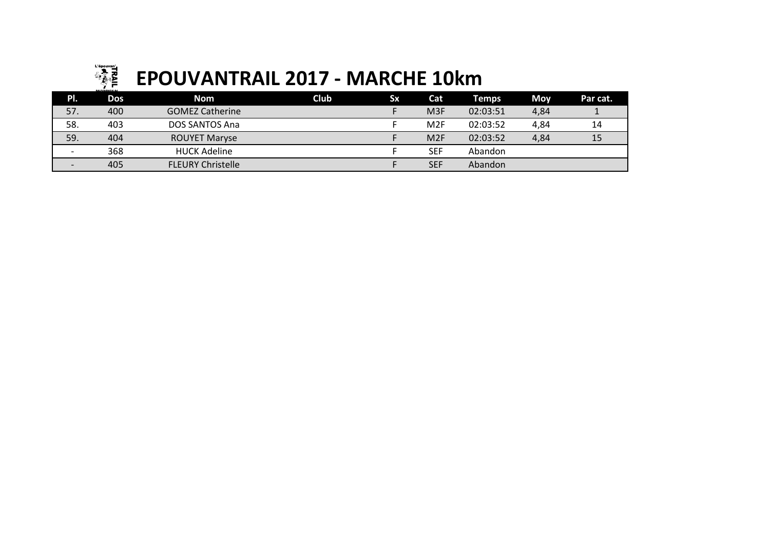# EPOUVANTRAIL 2017 - MARCHE 10km

| Pl. | Dos | Nom | Club | Sx | Cat | Temps | Moy | Par cat. |
|---|---|---|---|---|---|---|---|---|
| 57. | 400 | GOMEZ Catherine | | F | M3F | 02:03:51 | 4,84 | 1 |
| 58. | 403 | DOS SANTOS Ana | | F | M2F | 02:03:52 | 4,84 | 14 |
| 59. | 404 | ROUYET Maryse | | F | M2F | 02:03:52 | 4,84 | 15 |
| - | 368 | HUCK Adeline | | F | SEF | Abandon | | |
| - | 405 | FLEURY Christelle | | F | SEF | Abandon | | |